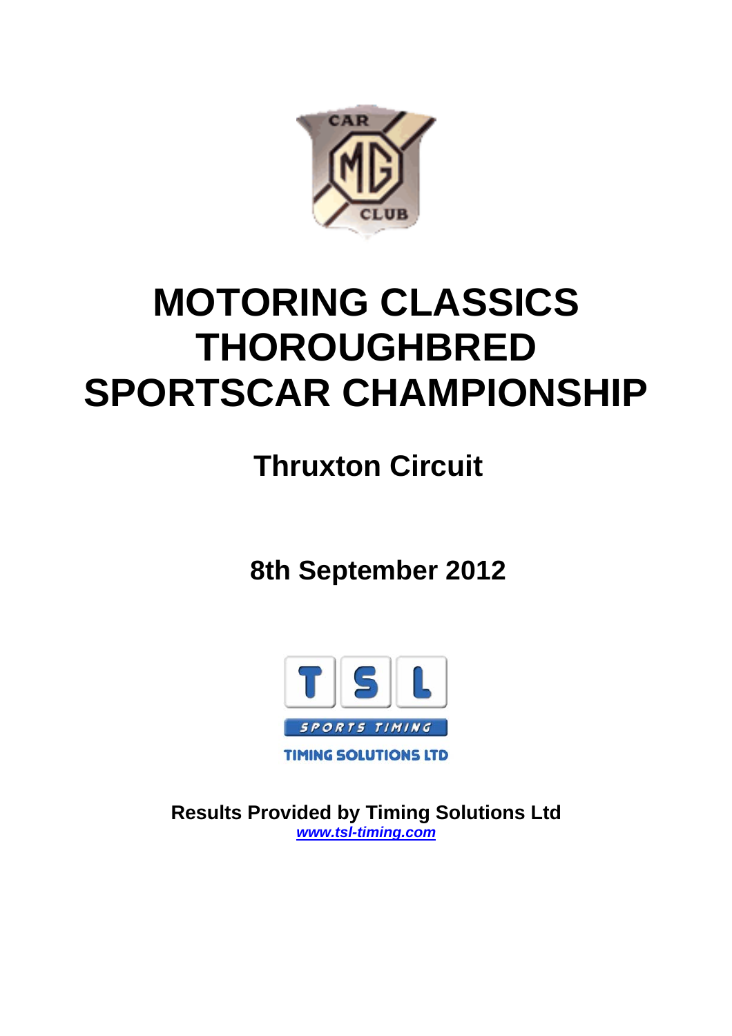# MOTORING CLASSICS THOROUGHBRED SPORTSCAR CHAMPIONSHIP

## Thruxton Circuit

## 8th September 2012

**Results Provided by Timing Solutions Ltd**
***www.tsl-timing.com***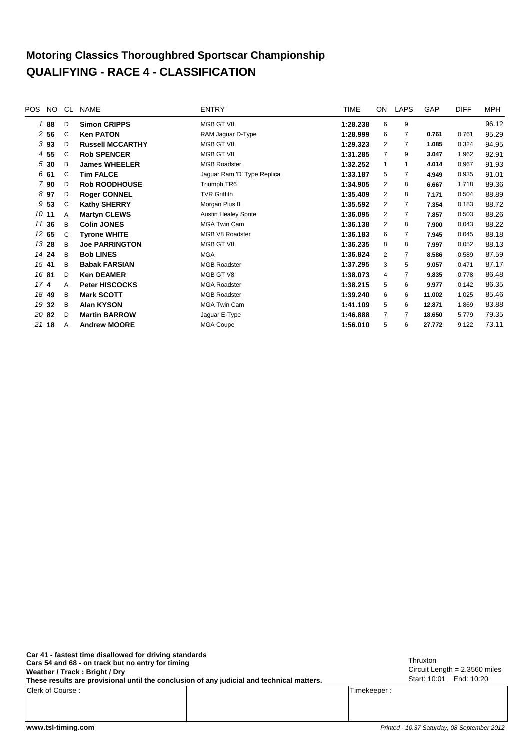# Motoring Classics Thoroughbred Sportscar Championship
# QUALIFYING - RACE 4 - CLASSIFICATION

| POS | NO | CL | NAME | ENTRY | TIME | ON | LAPS | GAP | DIFF | MPH |
|---|---|---|---|---|---|---|---|---|---|---|
| 1 | **88** | D | **Simon CRIPPS** | MGB GT V8 | **1:28.238** | 6 | 9 | | | 96.12 |
| 2 | **56** | C | **Ken PATON** | RAM Jaguar D-Type | **1:28.999** | 6 | 7 | **0.761** | 0.761 | 95.29 |
| 3 | **93** | D | **Russell MCCARTHY** | MGB GT V8 | **1:29.323** | 2 | 7 | **1.085** | 0.324 | 94.95 |
| 4 | **55** | C | **Rob SPENCER** | MGB GT V8 | **1:31.285** | 7 | 9 | **3.047** | 1.962 | 92.91 |
| 5 | **30** | B | **James WHEELER** | MGB Roadster | **1:32.252** | 1 | 1 | **4.014** | 0.967 | 91.93 |
| 6 | **61** | C | **Tim FALCE** | Jaguar Ram 'D' Type Replica | **1:33.187** | 5 | 7 | **4.949** | 0.935 | 91.01 |
| 7 | **90** | D | **Rob ROODHOUSE** | Triumph TR6 | **1:34.905** | 2 | 8 | **6.667** | 1.718 | 89.36 |
| 8 | **97** | D | **Roger CONNEL** | TVR Griffith | **1:35.409** | 2 | 8 | **7.171** | 0.504 | 88.89 |
| 9 | **53** | C | **Kathy SHERRY** | Morgan Plus 8 | **1:35.592** | 2 | 7 | **7.354** | 0.183 | 88.72 |
| 10 | **11** | A | **Martyn CLEWS** | Austin Healey Sprite | **1:36.095** | 2 | 7 | **7.857** | 0.503 | 88.26 |
| 11 | **36** | B | **Colin JONES** | MGA Twin Cam | **1:36.138** | 2 | 8 | **7.900** | 0.043 | 88.22 |
| 12 | **65** | C | **Tyrone WHITE** | MGB V8 Roadster | **1:36.183** | 6 | 7 | **7.945** | 0.045 | 88.18 |
| 13 | **28** | B | **Joe PARRINGTON** | MGB GT V8 | **1:36.235** | 8 | 8 | **7.997** | 0.052 | 88.13 |
| 14 | **24** | B | **Bob LINES** | MGA | **1:36.824** | 2 | 7 | **8.586** | 0.589 | 87.59 |
| 15 | **41** | B | **Babak FARSIAN** | MGB Roadster | **1:37.295** | 3 | 5 | **9.057** | 0.471 | 87.17 |
| 16 | **81** | D | **Ken DEAMER** | MGB GT V8 | **1:38.073** | 4 | 7 | **9.835** | 0.778 | 86.48 |
| 17 | **4** | A | **Peter HISCOCKS** | MGA Roadster | **1:38.215** | 5 | 6 | **9.977** | 0.142 | 86.35 |
| 18 | **49** | B | **Mark SCOTT** | MGB Roadster | **1:39.240** | 6 | 6 | **11.002** | 1.025 | 85.46 |
| 19 | **32** | B | **Alan KYSON** | MGA Twin Cam | **1:41.109** | 5 | 6 | **12.871** | 1.869 | 83.88 |
| 20 | **82** | D | **Martin BARROW** | Jaguar E-Type | **1:46.888** | 7 | 7 | **18.650** | 5.779 | 79.35 |
| 21 | **18** | A | **Andrew MOORE** | MGA Coupe | **1:56.010** | 5 | 6 | **27.772** | 9.122 | 73.11 |

**Car 41 - fastest time disallowed for driving standards**
**Cars 54 and 68 - on track but no entry for timing**
**Weather / Track : Bright / Dry**
**These results are provisional until the conclusion of any judicial and technical matters.**

Thruxton
Circuit Length = 2.3560 miles
Start: 10:01 End: 10:20

| Clerk of Course : | | Timekeeper : |
|---|---|---|
| | | |

www.tsl-timing.com

*Printed - 10.37 Saturday, 08 September 2012*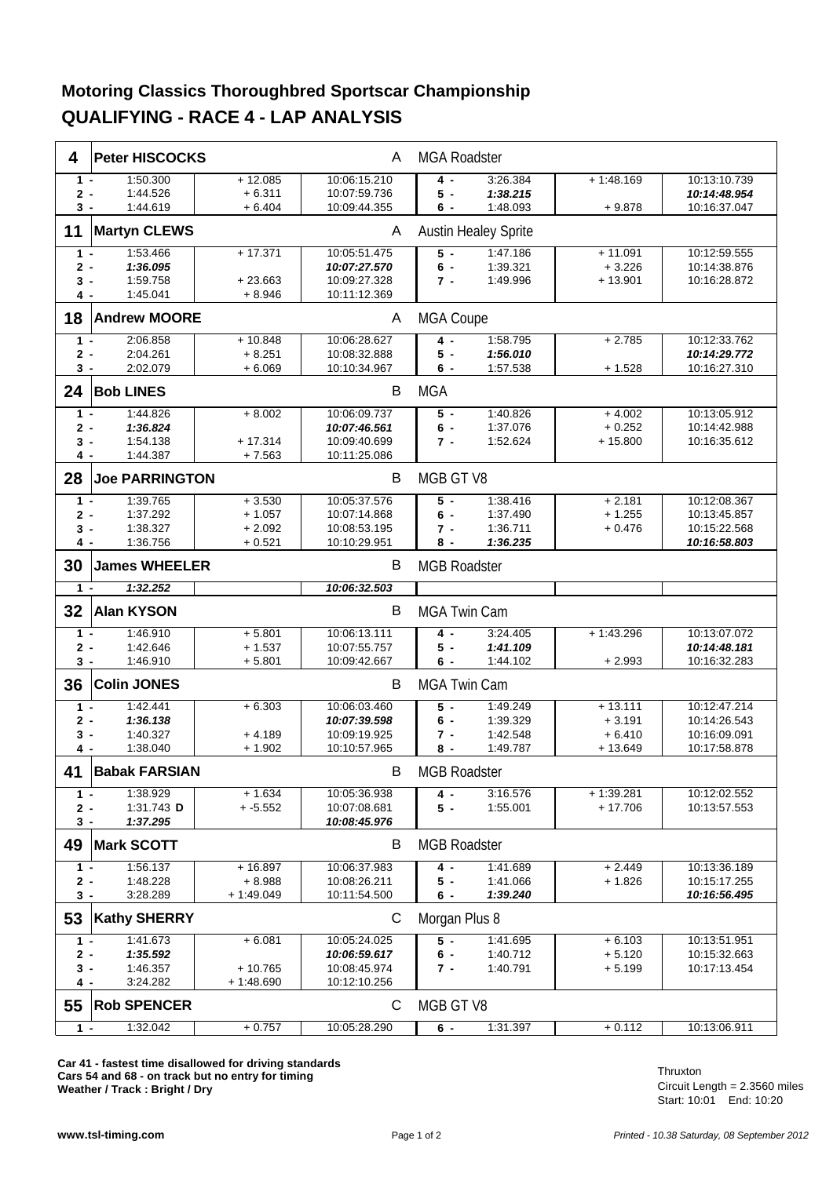# Motoring Classics Thoroughbred Sportscar Championship

## QUALIFYING - RACE 4 - LAP ANALYSIS

### 4 Peter HISCOCKS — A — MGA Roadster

| Lap | Time | Diff | Time of Day | Lap | Time | Diff | Time of Day |
|---|---|---|---|---|---|---|---|
| 1 - | 1:50.300 | + 12.085 | 10:06:15.210 | 4 - | 3:26.384 | + 1:48.169 | 10:13:10.739 |
| 2 - | 1:44.526 | + 6.311 | 10:07:59.736 | 5 - | ***1:38.215*** | | ***10:14:48.954*** |
| 3 - | 1:44.619 | + 6.404 | 10:09:44.355 | 6 - | 1:48.093 | + 9.878 | 10:16:37.047 |

### 11 Martyn CLEWS — A — Austin Healey Sprite

| Lap | Time | Diff | Time of Day | Lap | Time | Diff | Time of Day |
|---|---|---|---|---|---|---|---|
| 1 - | 1:53.466 | + 17.371 | 10:05:51.475 | 5 - | 1:47.186 | + 11.091 | 10:12:59.555 |
| 2 - | ***1:36.095*** | | ***10:07:27.570*** | 6 - | 1:39.321 | + 3.226 | 10:14:38.876 |
| 3 - | 1:59.758 | + 23.663 | 10:09:27.328 | 7 - | 1:49.996 | + 13.901 | 10:16:28.872 |
| 4 - | 1:45.041 | + 8.946 | 10:11:12.369 | | | | |

### 18 Andrew MOORE — A — MGA Coupe

| Lap | Time | Diff | Time of Day | Lap | Time | Diff | Time of Day |
|---|---|---|---|---|---|---|---|
| 1 - | 2:06.858 | + 10.848 | 10:06:28.627 | 4 - | 1:58.795 | + 2.785 | 10:12:33.762 |
| 2 - | 2:04.261 | + 8.251 | 10:08:32.888 | 5 - | ***1:56.010*** | | ***10:14:29.772*** |
| 3 - | 2:02.079 | + 6.069 | 10:10:34.967 | 6 - | 1:57.538 | + 1.528 | 10:16:27.310 |

### 24 Bob LINES — B — MGA

| Lap | Time | Diff | Time of Day | Lap | Time | Diff | Time of Day |
|---|---|---|---|---|---|---|---|
| 1 - | 1:44.826 | + 8.002 | 10:06:09.737 | 5 - | 1:40.826 | + 4.002 | 10:13:05.912 |
| 2 - | ***1:36.824*** | | ***10:07:46.561*** | 6 - | 1:37.076 | + 0.252 | 10:14:42.988 |
| 3 - | 1:54.138 | + 17.314 | 10:09:40.699 | 7 - | 1:52.624 | + 15.800 | 10:16:35.612 |
| 4 - | 1:44.387 | + 7.563 | 10:11:25.086 | | | | |

### 28 Joe PARRINGTON — B — MGB GT V8

| Lap | Time | Diff | Time of Day | Lap | Time | Diff | Time of Day |
|---|---|---|---|---|---|---|---|
| 1 - | 1:39.765 | + 3.530 | 10:05:37.576 | 5 - | 1:38.416 | + 2.181 | 10:12:08.367 |
| 2 - | 1:37.292 | + 1.057 | 10:07:14.868 | 6 - | 1:37.490 | + 1.255 | 10:13:45.857 |
| 3 - | 1:38.327 | + 2.092 | 10:08:53.195 | 7 - | 1:36.711 | + 0.476 | 10:15:22.568 |
| 4 - | 1:36.756 | + 0.521 | 10:10:29.951 | 8 - | ***1:36.235*** | | ***10:16:58.803*** |

### 30 James WHEELER — B — MGB Roadster

| Lap | Time | Diff | Time of Day | Lap | Time | Diff | Time of Day |
|---|---|---|---|---|---|---|---|
| 1 - | ***1:32.252*** | | ***10:06:32.503*** | | | | |

### 32 Alan KYSON — B — MGA Twin Cam

| Lap | Time | Diff | Time of Day | Lap | Time | Diff | Time of Day |
|---|---|---|---|---|---|---|---|
| 1 - | 1:46.910 | + 5.801 | 10:06:13.111 | 4 - | 3:24.405 | + 1:43.296 | 10:13:07.072 |
| 2 - | 1:42.646 | + 1.537 | 10:07:55.757 | 5 - | ***1:41.109*** | | ***10:14:48.181*** |
| 3 - | 1:46.910 | + 5.801 | 10:09:42.667 | 6 - | 1:44.102 | + 2.993 | 10:16:32.283 |

### 36 Colin JONES — B — MGA Twin Cam

| Lap | Time | Diff | Time of Day | Lap | Time | Diff | Time of Day |
|---|---|---|---|---|---|---|---|
| 1 - | 1:42.441 | + 6.303 | 10:06:03.460 | 5 - | 1:49.249 | + 13.111 | 10:12:47.214 |
| 2 - | ***1:36.138*** | | ***10:07:39.598*** | 6 - | 1:39.329 | + 3.191 | 10:14:26.543 |
| 3 - | 1:40.327 | + 4.189 | 10:09:19.925 | 7 - | 1:42.548 | + 6.410 | 10:16:09.091 |
| 4 - | 1:38.040 | + 1.902 | 10:10:57.965 | 8 - | 1:49.787 | + 13.649 | 10:17:58.878 |

### 41 Babak FARSIAN — B — MGB Roadster

| Lap | Time | Diff | Time of Day | Lap | Time | Diff | Time of Day |
|---|---|---|---|---|---|---|---|
| 1 - | 1:38.929 | + 1.634 | 10:05:36.938 | 4 - | 3:16.576 | + 1:39.281 | 10:12:02.552 |
| 2 - | 1:31.743 **D** | + -5.552 | 10:07:08.681 | 5 - | 1:55.001 | + 17.706 | 10:13:57.553 |
| 3 - | ***1:37.295*** | | ***10:08:45.976*** | | | | |

### 49 Mark SCOTT — B — MGB Roadster

| Lap | Time | Diff | Time of Day | Lap | Time | Diff | Time of Day |
|---|---|---|---|---|---|---|---|
| 1 - | 1:56.137 | + 16.897 | 10:06:37.983 | 4 - | 1:41.689 | + 2.449 | 10:13:36.189 |
| 2 - | 1:48.228 | + 8.988 | 10:08:26.211 | 5 - | 1:41.066 | + 1.826 | 10:15:17.255 |
| 3 - | 3:28.289 | + 1:49.049 | 10:11:54.500 | 6 - | ***1:39.240*** | | ***10:16:56.495*** |

### 53 Kathy SHERRY — C — Morgan Plus 8

| Lap | Time | Diff | Time of Day | Lap | Time | Diff | Time of Day |
|---|---|---|---|---|---|---|---|
| 1 - | 1:41.673 | + 6.081 | 10:05:24.025 | 5 - | 1:41.695 | + 6.103 | 10:13:51.951 |
| 2 - | ***1:35.592*** | | ***10:06:59.617*** | 6 - | 1:40.712 | + 5.120 | 10:15:32.663 |
| 3 - | 1:46.357 | + 10.765 | 10:08:45.974 | 7 - | 1:40.791 | + 5.199 | 10:17:13.454 |
| 4 - | 3:24.282 | + 1:48.690 | 10:12:10.256 | | | | |

### 55 Rob SPENCER — C — MGB GT V8

| Lap | Time | Diff | Time of Day | Lap | Time | Diff | Time of Day |
|---|---|---|---|---|---|---|---|
| 1 - | 1:32.042 | + 0.757 | 10:05:28.290 | 6 - | 1:31.397 | + 0.112 | 10:13:06.911 |

**Car 41 - fastest time disallowed for driving standards**
**Cars 54 and 68 - on track but no entry for timing**
**Weather / Track : Bright / Dry**

Thruxton
Circuit Length = 2.3560 miles
Start: 10:01 End: 10:20

www.tsl-timing.com

*Printed - 10.38 Saturday, 08 September 2012*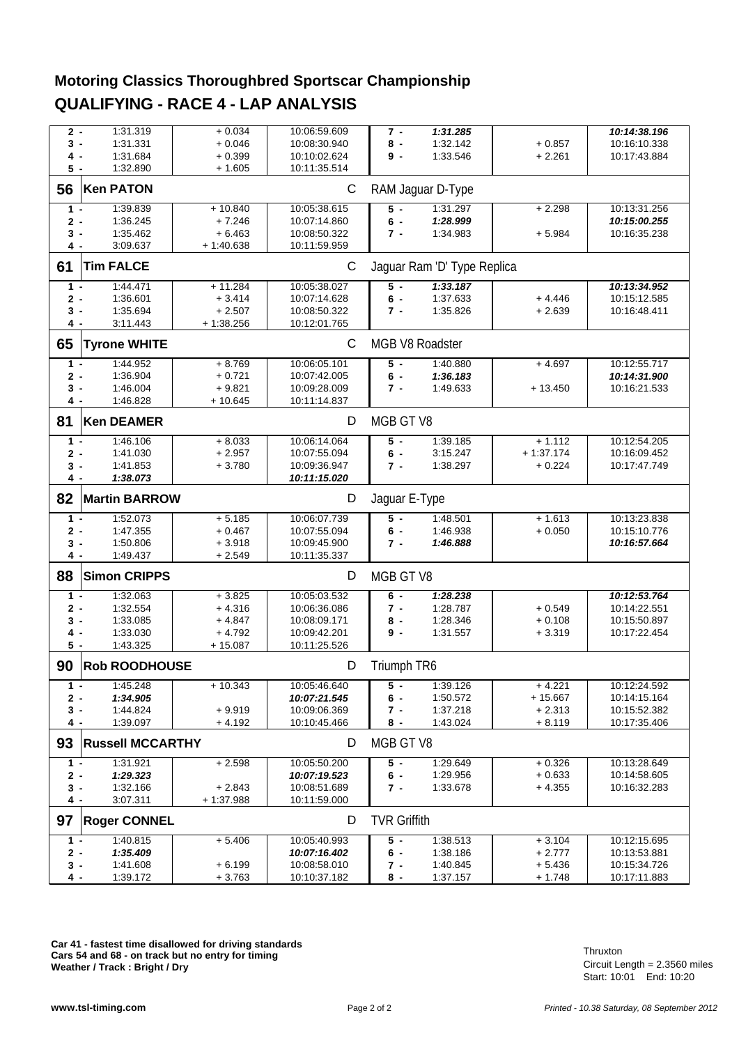# Motoring Classics Thoroughbred Sportscar Championship

## QUALIFYING - RACE 4 - LAP ANALYSIS

| Lap | Time | Diff | Time of Day | Lap | Time | Diff | Time of Day |
|---|---|---|---|---|---|---|---|
| 2 - | 1:31.319 | + 0.034 | 10:06:59.609 | 7 - | ***1:31.285*** | | ***10:14:38.196*** |
| 3 - | 1:31.331 | + 0.046 | 10:08:30.940 | 8 - | 1:32.142 | + 0.857 | 10:16:10.338 |
| 4 - | 1:31.684 | + 0.399 | 10:10:02.624 | 9 - | 1:33.546 | + 2.261 | 10:17:43.884 |
| 5 - | 1:32.890 | + 1.605 | 10:11:35.514 | | | | |

### 56 Ken PATON — C — RAM Jaguar D-Type

| Lap | Time | Diff | Time of Day | Lap | Time | Diff | Time of Day |
|---|---|---|---|---|---|---|---|
| 1 - | 1:39.839 | + 10.840 | 10:05:38.615 | 5 - | 1:31.297 | + 2.298 | 10:13:31.256 |
| 2 - | 1:36.245 | + 7.246 | 10:07:14.860 | 6 - | ***1:28.999*** | | ***10:15:00.255*** |
| 3 - | 1:35.462 | + 6.463 | 10:08:50.322 | 7 - | 1:34.983 | + 5.984 | 10:16:35.238 |
| 4 - | 3:09.637 | + 1:40.638 | 10:11:59.959 | | | | |

### 61 Tim FALCE — C — Jaguar Ram 'D' Type Replica

| Lap | Time | Diff | Time of Day | Lap | Time | Diff | Time of Day |
|---|---|---|---|---|---|---|---|
| 1 - | 1:44.471 | + 11.284 | 10:05:38.027 | 5 - | ***1:33.187*** | | ***10:13:34.952*** |
| 2 - | 1:36.601 | + 3.414 | 10:07:14.628 | 6 - | 1:37.633 | + 4.446 | 10:15:12.585 |
| 3 - | 1:35.694 | + 2.507 | 10:08:50.322 | 7 - | 1:35.826 | + 2.639 | 10:16:48.411 |
| 4 - | 3:11.443 | + 1:38.256 | 10:12:01.765 | | | | |

### 65 Tyrone WHITE — C — MGB V8 Roadster

| Lap | Time | Diff | Time of Day | Lap | Time | Diff | Time of Day |
|---|---|---|---|---|---|---|---|
| 1 - | 1:44.952 | + 8.769 | 10:06:05.101 | 5 - | 1:40.880 | + 4.697 | 10:12:55.717 |
| 2 - | 1:36.904 | + 0.721 | 10:07:42.005 | 6 - | ***1:36.183*** | | ***10:14:31.900*** |
| 3 - | 1:46.004 | + 9.821 | 10:09:28.009 | 7 - | 1:49.633 | + 13.450 | 10:16:21.533 |
| 4 - | 1:46.828 | + 10.645 | 10:11:14.837 | | | | |

### 81 Ken DEAMER — D — MGB GT V8

| Lap | Time | Diff | Time of Day | Lap | Time | Diff | Time of Day |
|---|---|---|---|---|---|---|---|
| 1 - | 1:46.106 | + 8.033 | 10:06:14.064 | 5 - | 1:39.185 | + 1.112 | 10:12:54.205 |
| 2 - | 1:41.030 | + 2.957 | 10:07:55.094 | 6 - | 3:15.247 | + 1:37.174 | 10:16:09.452 |
| 3 - | 1:41.853 | + 3.780 | 10:09:36.947 | 7 - | 1:38.297 | + 0.224 | 10:17:47.749 |
| 4 - | ***1:38.073*** | | ***10:11:15.020*** | | | | |

### 82 Martin BARROW — D — Jaguar E-Type

| Lap | Time | Diff | Time of Day | Lap | Time | Diff | Time of Day |
|---|---|---|---|---|---|---|---|
| 1 - | 1:52.073 | + 5.185 | 10:06:07.739 | 5 - | 1:48.501 | + 1.613 | 10:13:23.838 |
| 2 - | 1:47.355 | + 0.467 | 10:07:55.094 | 6 - | 1:46.938 | + 0.050 | 10:15:10.776 |
| 3 - | 1:50.806 | + 3.918 | 10:09:45.900 | 7 - | ***1:46.888*** | | ***10:16:57.664*** |
| 4 - | 1:49.437 | + 2.549 | 10:11:35.337 | | | | |

### 88 Simon CRIPPS — D — MGB GT V8

| Lap | Time | Diff | Time of Day | Lap | Time | Diff | Time of Day |
|---|---|---|---|---|---|---|---|
| 1 - | 1:32.063 | + 3.825 | 10:05:03.532 | 6 - | ***1:28.238*** | | ***10:12:53.764*** |
| 2 - | 1:32.554 | + 4.316 | 10:06:36.086 | 7 - | 1:28.787 | + 0.549 | 10:14:22.551 |
| 3 - | 1:33.085 | + 4.847 | 10:08:09.171 | 8 - | 1:28.346 | + 0.108 | 10:15:50.897 |
| 4 - | 1:33.030 | + 4.792 | 10:09:42.201 | 9 - | 1:31.557 | + 3.319 | 10:17:22.454 |
| 5 - | 1:43.325 | + 15.087 | 10:11:25.526 | | | | |

### 90 Rob ROODHOUSE — D — Triumph TR6

| Lap | Time | Diff | Time of Day | Lap | Time | Diff | Time of Day |
|---|---|---|---|---|---|---|---|
| 1 - | 1:45.248 | + 10.343 | 10:05:46.640 | 5 - | 1:39.126 | + 4.221 | 10:12:24.592 |
| 2 - | ***1:34.905*** | | ***10:07:21.545*** | 6 - | 1:50.572 | + 15.667 | 10:14:15.164 |
| 3 - | 1:44.824 | + 9.919 | 10:09:06.369 | 7 - | 1:37.218 | + 2.313 | 10:15:52.382 |
| 4 - | 1:39.097 | + 4.192 | 10:10:45.466 | 8 - | 1:43.024 | + 8.119 | 10:17:35.406 |

### 93 Russell MCCARTHY — D — MGB GT V8

| Lap | Time | Diff | Time of Day | Lap | Time | Diff | Time of Day |
|---|---|---|---|---|---|---|---|
| 1 - | 1:31.921 | + 2.598 | 10:05:50.200 | 5 - | 1:29.649 | + 0.326 | 10:13:28.649 |
| 2 - | ***1:29.323*** | | ***10:07:19.523*** | 6 - | 1:29.956 | + 0.633 | 10:14:58.605 |
| 3 - | 1:32.166 | + 2.843 | 10:08:51.689 | 7 - | 1:33.678 | + 4.355 | 10:16:32.283 |
| 4 - | 3:07.311 | + 1:37.988 | 10:11:59.000 | | | | |

### 97 Roger CONNEL — D — TVR Griffith

| Lap | Time | Diff | Time of Day | Lap | Time | Diff | Time of Day |
|---|---|---|---|---|---|---|---|
| 1 - | 1:40.815 | + 5.406 | 10:05:40.993 | 5 - | 1:38.513 | + 3.104 | 10:12:15.695 |
| 2 - | ***1:35.409*** | | ***10:07:16.402*** | 6 - | 1:38.186 | + 2.777 | 10:13:53.881 |
| 3 - | 1:41.608 | + 6.199 | 10:08:58.010 | 7 - | 1:40.845 | + 5.436 | 10:15:34.726 |
| 4 - | 1:39.172 | + 3.763 | 10:10:37.182 | 8 - | 1:37.157 | + 1.748 | 10:17:11.883 |

**Car 41 - fastest time disallowed for driving standards**
**Cars 54 and 68 - on track but no entry for timing**
**Weather / Track : Bright / Dry**

Thruxton
Circuit Length = 2.3560 miles
Start: 10:01 End: 10:20

www.tsl-timing.com

*Printed - 10.38 Saturday, 08 September 2012*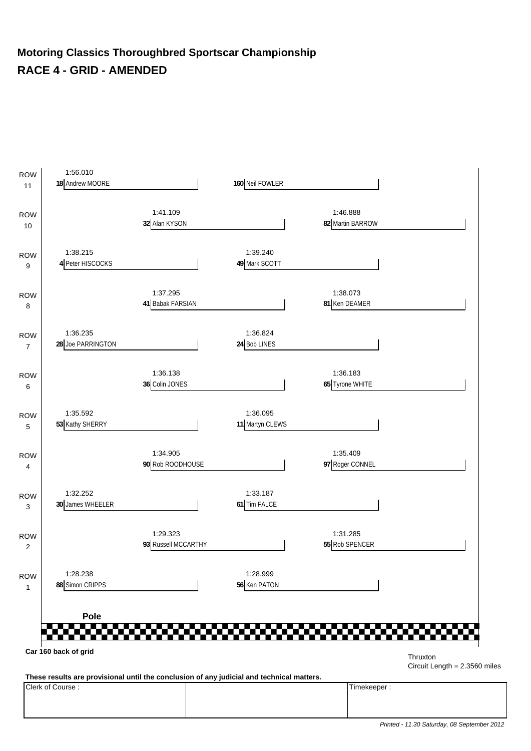# Motoring Classics Thoroughbred Sportscar Championship

## RACE 4 - GRID - AMENDED

| Row | Left | Centre-Left | Centre-Right | Right |
|---|---|---|---|---|
| ROW 11 | 1:56.010 **18** Andrew MOORE | | **160** Neil FOWLER | |
| ROW 10 | | 1:41.109 **32** Alan KYSON | | 1:46.888 **82** Martin BARROW |
| ROW 9 | 1:38.215 **4** Peter HISCOCKS | | 1:39.240 **49** Mark SCOTT | |
| ROW 8 | | 1:37.295 **41** Babak FARSIAN | | 1:38.073 **81** Ken DEAMER |
| ROW 7 | 1:36.235 **28** Joe PARRINGTON | | 1:36.824 **24** Bob LINES | |
| ROW 6 | | 1:36.138 **36** Colin JONES | | 1:36.183 **65** Tyrone WHITE |
| ROW 5 | 1:35.592 **53** Kathy SHERRY | | 1:36.095 **11** Martyn CLEWS | |
| ROW 4 | | 1:34.905 **90** Rob ROODHOUSE | | 1:35.409 **97** Roger CONNEL |
| ROW 3 | 1:32.252 **30** James WHEELER | | 1:33.187 **61** Tim FALCE | |
| ROW 2 | | 1:29.323 **93** Russell MCCARTHY | | 1:31.285 **55** Rob SPENCER |
| ROW 1 | 1:28.238 **88** Simon CRIPPS | | 1:28.999 **56** Ken PATON | |

**Pole**

**Car 160 back of grid**

Thruxton
Circuit Length = 2.3560 miles

**These results are provisional until the conclusion of any judicial and technical matters.**

| Clerk of Course : | | Timekeeper : |
|---|---|---|

*Printed - 11.30 Saturday, 08 September 2012*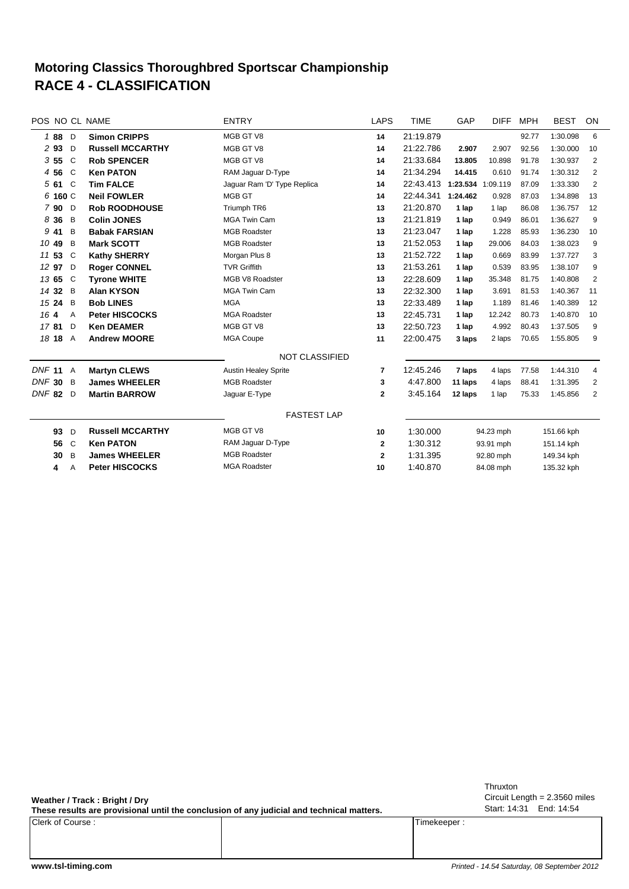# Motoring Classics Thoroughbred Sportscar Championship
# RACE 4 - CLASSIFICATION

| POS | NO | CL | NAME | ENTRY | LAPS | TIME | GAP | DIFF | MPH | BEST | ON |
|---|---|---|---|---|---|---|---|---|---|---|---|
| 1 | 88 | D | Simon CRIPPS | MGB GT V8 | 14 | 21:19.879 | | | 92.77 | 1:30.098 | 6 |
| 2 | 93 | D | Russell MCCARTHY | MGB GT V8 | 14 | 21:22.786 | 2.907 | 2.907 | 92.56 | 1:30.000 | 10 |
| 3 | 55 | C | Rob SPENCER | MGB GT V8 | 14 | 21:33.684 | 13.805 | 10.898 | 91.78 | 1:30.937 | 2 |
| 4 | 56 | C | Ken PATON | RAM Jaguar D-Type | 14 | 21:34.294 | 14.415 | 0.610 | 91.74 | 1:30.312 | 2 |
| 5 | 61 | C | Tim FALCE | Jaguar Ram 'D' Type Replica | 14 | 22:43.413 | 1:23.534 | 1:09.119 | 87.09 | 1:33.330 | 2 |
| 6 | 160 | C | Neil FOWLER | MGB GT | 14 | 22:44.341 | 1:24.462 | 0.928 | 87.03 | 1:34.898 | 13 |
| 7 | 90 | D | Rob ROODHOUSE | Triumph TR6 | 13 | 21:20.870 | 1 lap | 1 lap | 86.08 | 1:36.757 | 12 |
| 8 | 36 | B | Colin JONES | MGA Twin Cam | 13 | 21:21.819 | 1 lap | 0.949 | 86.01 | 1:36.627 | 9 |
| 9 | 41 | B | Babak FARSIAN | MGB Roadster | 13 | 21:23.047 | 1 lap | 1.228 | 85.93 | 1:36.230 | 10 |
| 10 | 49 | B | Mark SCOTT | MGB Roadster | 13 | 21:52.053 | 1 lap | 29.006 | 84.03 | 1:38.023 | 9 |
| 11 | 53 | C | Kathy SHERRY | Morgan Plus 8 | 13 | 21:52.722 | 1 lap | 0.669 | 83.99 | 1:37.727 | 3 |
| 12 | 97 | D | Roger CONNEL | TVR Griffith | 13 | 21:53.261 | 1 lap | 0.539 | 83.95 | 1:38.107 | 9 |
| 13 | 65 | C | Tyrone WHITE | MGB V8 Roadster | 13 | 22:28.609 | 1 lap | 35.348 | 81.75 | 1:40.808 | 2 |
| 14 | 32 | B | Alan KYSON | MGA Twin Cam | 13 | 22:32.300 | 1 lap | 3.691 | 81.53 | 1:40.367 | 11 |
| 15 | 24 | B | Bob LINES | MGA | 13 | 22:33.489 | 1 lap | 1.189 | 81.46 | 1:40.389 | 12 |
| 16 | 4 | A | Peter HISCOCKS | MGA Roadster | 13 | 22:45.731 | 1 lap | 12.242 | 80.73 | 1:40.870 | 10 |
| 17 | 81 | D | Ken DEAMER | MGB GT V8 | 13 | 22:50.723 | 1 lap | 4.992 | 80.43 | 1:37.505 | 9 |
| 18 | 18 | A | Andrew MOORE | MGA Coupe | 11 | 22:00.475 | 3 laps | 2 laps | 70.65 | 1:55.805 | 9 |
| | | | | NOT CLASSIFIED | | | | | | | |
| DNF | 11 | A | Martyn CLEWS | Austin Healey Sprite | 7 | 12:45.246 | 7 laps | 4 laps | 77.58 | 1:44.310 | 4 |
| DNF | 30 | B | James WHEELER | MGB Roadster | 3 | 4:47.800 | 11 laps | 4 laps | 88.41 | 1:31.395 | 2 |
| DNF | 82 | D | Martin BARROW | Jaguar E-Type | 2 | 3:45.164 | 12 laps | 1 lap | 75.33 | 1:45.856 | 2 |

## FASTEST LAP

| NO | CL | NAME | ENTRY | ON | TIME | MPH | KPH |
|---|---|---|---|---|---|---|---|
| 93 | D | Russell MCCARTHY | MGB GT V8 | 10 | 1:30.000 | 94.23 mph | 151.66 kph |
| 56 | C | Ken PATON | RAM Jaguar D-Type | 2 | 1:30.312 | 93.91 mph | 151.14 kph |
| 30 | B | James WHEELER | MGB Roadster | 2 | 1:31.395 | 92.80 mph | 149.34 kph |
| 4 | A | Peter HISCOCKS | MGA Roadster | 10 | 1:40.870 | 84.08 mph | 135.32 kph |

**Weather / Track : Bright / Dry**

**These results are provisional until the conclusion of any judicial and technical matters.**

Thruxton
Circuit Length = 2.3560 miles
Start: 14:31 End: 14:54

| Clerk of Course : | | Timekeeper : |
|---|---|---|
| | | |

www.tsl-timing.com

*Printed - 14.54 Saturday, 08 September 2012*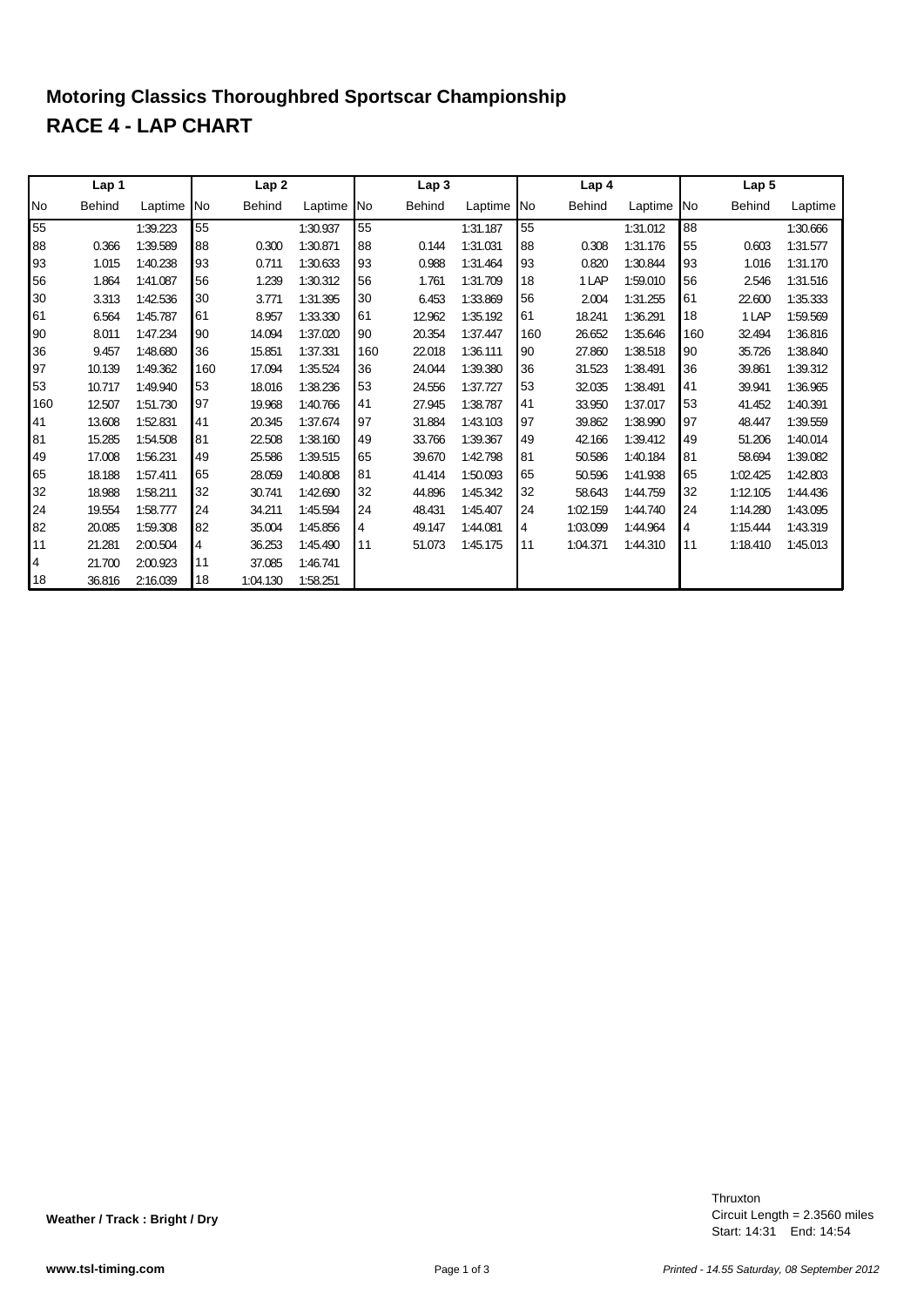# Motoring Classics Thoroughbred Sportscar Championship

# RACE 4 - LAP CHART

| Lap 1 | | | Lap 2 | | | Lap 3 | | | Lap 4 | | | Lap 5 | | |
|---|---|---|---|---|---|---|---|---|---|---|---|---|---|---|
| No | Behind | Laptime | No | Behind | Laptime | No | Behind | Laptime | No | Behind | Laptime | No | Behind | Laptime |
| 55 | | 1:39.223 | 55 | | 1:30.937 | 55 | | 1:31.187 | 55 | | 1:31.012 | 88 | | 1:30.666 |
| 88 | 0.366 | 1:39.589 | 88 | 0.300 | 1:30.871 | 88 | 0.144 | 1:31.031 | 88 | 0.308 | 1:31.176 | 55 | 0.603 | 1:31.577 |
| 93 | 1.015 | 1:40.238 | 93 | 0.711 | 1:30.633 | 93 | 0.988 | 1:31.464 | 93 | 0.820 | 1:30.844 | 93 | 1.016 | 1:31.170 |
| 56 | 1.864 | 1:41.087 | 56 | 1.239 | 1:30.312 | 56 | 1.761 | 1:31.709 | 18 | 1 LAP | 1:59.010 | 56 | 2.546 | 1:31.516 |
| 30 | 3.313 | 1:42.536 | 30 | 3.771 | 1:31.395 | 30 | 6.453 | 1:33.869 | 56 | 2.004 | 1:31.255 | 61 | 22.600 | 1:35.333 |
| 61 | 6.564 | 1:45.787 | 61 | 8.957 | 1:33.330 | 61 | 12.962 | 1:35.192 | 61 | 18.241 | 1:36.291 | 18 | 1 LAP | 1:59.569 |
| 90 | 8.011 | 1:47.234 | 90 | 14.094 | 1:37.020 | 90 | 20.354 | 1:37.447 | 160 | 26.652 | 1:35.646 | 160 | 32.494 | 1:36.816 |
| 36 | 9.457 | 1:48.680 | 36 | 15.851 | 1:37.331 | 160 | 22.018 | 1:36.111 | 90 | 27.860 | 1:38.518 | 90 | 35.726 | 1:38.840 |
| 97 | 10.139 | 1:49.362 | 160 | 17.094 | 1:35.524 | 36 | 24.044 | 1:39.380 | 36 | 31.523 | 1:38.491 | 36 | 39.861 | 1:39.312 |
| 53 | 10.717 | 1:49.940 | 53 | 18.016 | 1:38.236 | 53 | 24.556 | 1:37.727 | 53 | 32.035 | 1:38.491 | 41 | 39.941 | 1:36.965 |
| 160 | 12.507 | 1:51.730 | 97 | 19.968 | 1:40.766 | 41 | 27.945 | 1:38.787 | 41 | 33.950 | 1:37.017 | 53 | 41.452 | 1:40.391 |
| 41 | 13.608 | 1:52.831 | 41 | 20.345 | 1:37.674 | 97 | 31.884 | 1:43.103 | 97 | 39.862 | 1:38.990 | 97 | 48.447 | 1:39.559 |
| 81 | 15.285 | 1:54.508 | 81 | 22.508 | 1:38.160 | 49 | 33.766 | 1:39.367 | 49 | 42.166 | 1:39.412 | 49 | 51.206 | 1:40.014 |
| 49 | 17.008 | 1:56.231 | 49 | 25.586 | 1:39.515 | 65 | 39.670 | 1:42.798 | 81 | 50.586 | 1:40.184 | 81 | 58.694 | 1:39.082 |
| 65 | 18.188 | 1:57.411 | 65 | 28.059 | 1:40.808 | 81 | 41.414 | 1:50.093 | 65 | 50.596 | 1:41.938 | 65 | 1:02.425 | 1:42.803 |
| 32 | 18.988 | 1:58.211 | 32 | 30.741 | 1:42.690 | 32 | 44.896 | 1:45.342 | 32 | 58.643 | 1:44.759 | 32 | 1:12.105 | 1:44.436 |
| 24 | 19.554 | 1:58.777 | 24 | 34.211 | 1:45.594 | 24 | 48.431 | 1:45.407 | 24 | 1:02.159 | 1:44.740 | 24 | 1:14.280 | 1:43.095 |
| 82 | 20.085 | 1:59.308 | 82 | 35.004 | 1:45.856 | 4 | 49.147 | 1:44.081 | 4 | 1:03.099 | 1:44.964 | 4 | 1:15.444 | 1:43.319 |
| 11 | 21.281 | 2:00.504 | 4 | 36.253 | 1:45.490 | 11 | 51.073 | 1:45.175 | 11 | 1:04.371 | 1:44.310 | 11 | 1:18.410 | 1:45.013 |
| 4 | 21.700 | 2:00.923 | 11 | 37.085 | 1:46.741 | | | | | | | | | |
| 18 | 36.816 | 2:16.039 | 18 | 1:04.130 | 1:58.251 | | | | | | | | | |

**Weather / Track : Bright / Dry**

Thruxton
Circuit Length = 2.3560 miles
Start: 14:31 End: 14:54

www.tsl-timing.com

*Printed - 14.55 Saturday, 08 September 2012*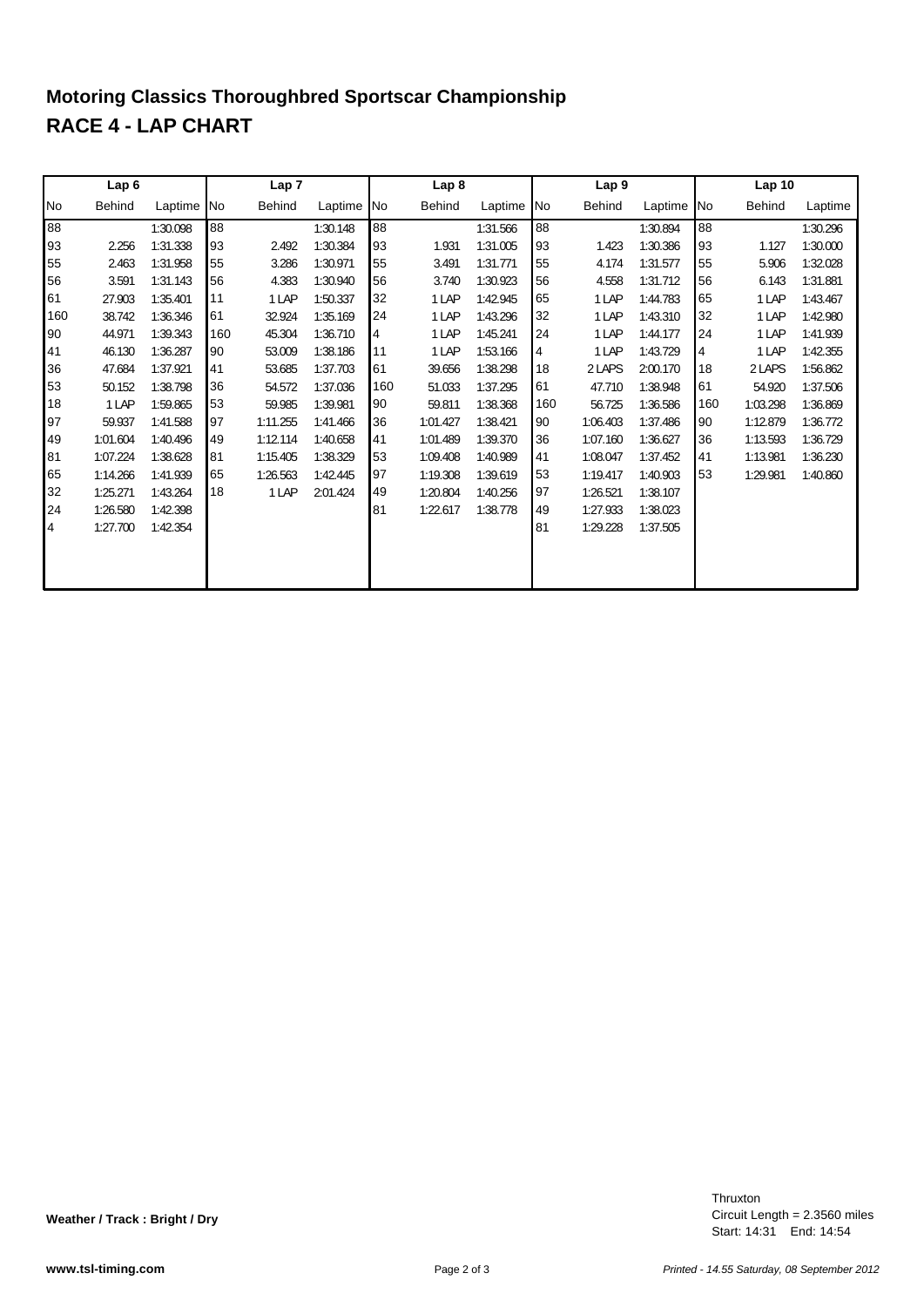# Motoring Classics Thoroughbred Sportscar Championship

# RACE 4 - LAP CHART

| Lap 6 | | | Lap 7 | | | Lap 8 | | | Lap 9 | | | Lap 10 | | |
|---|---|---|---|---|---|---|---|---|---|---|---|---|---|---|
| No | Behind | Laptime | No | Behind | Laptime | No | Behind | Laptime | No | Behind | Laptime | No | Behind | Laptime |
| 88 | | 1:30.098 | 88 | | 1:30.148 | 88 | | 1:31.566 | 88 | | 1:30.894 | 88 | | 1:30.296 |
| 93 | 2.256 | 1:31.338 | 93 | 2.492 | 1:30.384 | 93 | 1.931 | 1:31.005 | 93 | 1.423 | 1:30.386 | 93 | 1.127 | 1:30.000 |
| 55 | 2.463 | 1:31.958 | 55 | 3.286 | 1:30.971 | 55 | 3.491 | 1:31.771 | 55 | 4.174 | 1:31.577 | 55 | 5.906 | 1:32.028 |
| 56 | 3.591 | 1:31.143 | 56 | 4.383 | 1:30.940 | 56 | 3.740 | 1:30.923 | 56 | 4.558 | 1:31.712 | 56 | 6.143 | 1:31.881 |
| 61 | 27.903 | 1:35.401 | 11 | 1 LAP | 1:50.337 | 32 | 1 LAP | 1:42.945 | 65 | 1 LAP | 1:44.783 | 65 | 1 LAP | 1:43.467 |
| 160 | 38.742 | 1:36.346 | 61 | 32.924 | 1:35.169 | 24 | 1 LAP | 1:43.296 | 32 | 1 LAP | 1:43.310 | 32 | 1 LAP | 1:42.980 |
| 90 | 44.971 | 1:39.343 | 160 | 45.304 | 1:36.710 | 4 | 1 LAP | 1:45.241 | 24 | 1 LAP | 1:44.177 | 24 | 1 LAP | 1:41.939 |
| 41 | 46.130 | 1:36.287 | 90 | 53.009 | 1:38.186 | 11 | 1 LAP | 1:53.166 | 4 | 1 LAP | 1:43.729 | 4 | 1 LAP | 1:42.355 |
| 36 | 47.684 | 1:37.921 | 41 | 53.685 | 1:37.703 | 61 | 39.656 | 1:38.298 | 18 | 2 LAPS | 2:00.170 | 18 | 2 LAPS | 1:56.862 |
| 53 | 50.152 | 1:38.798 | 36 | 54.572 | 1:37.036 | 160 | 51.033 | 1:37.295 | 61 | 47.710 | 1:38.948 | 61 | 54.920 | 1:37.506 |
| 18 | 1 LAP | 1:59.865 | 53 | 59.985 | 1:39.981 | 90 | 59.811 | 1:38.368 | 160 | 56.725 | 1:36.586 | 160 | 1:03.298 | 1:36.869 |
| 97 | 59.937 | 1:41.588 | 97 | 1:11.255 | 1:41.466 | 36 | 1:01.427 | 1:38.421 | 90 | 1:06.403 | 1:37.486 | 90 | 1:12.879 | 1:36.772 |
| 49 | 1:01.604 | 1:40.496 | 49 | 1:12.114 | 1:40.658 | 41 | 1:01.489 | 1:39.370 | 36 | 1:07.160 | 1:36.627 | 36 | 1:13.593 | 1:36.729 |
| 81 | 1:07.224 | 1:38.628 | 81 | 1:15.405 | 1:38.329 | 53 | 1:09.408 | 1:40.989 | 41 | 1:08.047 | 1:37.452 | 41 | 1:13.981 | 1:36.230 |
| 65 | 1:14.266 | 1:41.939 | 65 | 1:26.563 | 1:42.445 | 97 | 1:19.308 | 1:39.619 | 53 | 1:19.417 | 1:40.903 | 53 | 1:29.981 | 1:40.860 |
| 32 | 1:25.271 | 1:43.264 | 18 | 1 LAP | 2:01.424 | 49 | 1:20.804 | 1:40.256 | 97 | 1:26.521 | 1:38.107 | | | |
| 24 | 1:26.580 | 1:42.398 | | | | 81 | 1:22.617 | 1:38.778 | 49 | 1:27.933 | 1:38.023 | | | |
| 4 | 1:27.700 | 1:42.354 | | | | | | | 81 | 1:29.228 | 1:37.505 | | | |

**Weather / Track : Bright / Dry**

Thruxton
Circuit Length = 2.3560 miles
Start: 14:31 End: 14:54

**www.tsl-timing.com**

*Printed - 14.55 Saturday, 08 September 2012*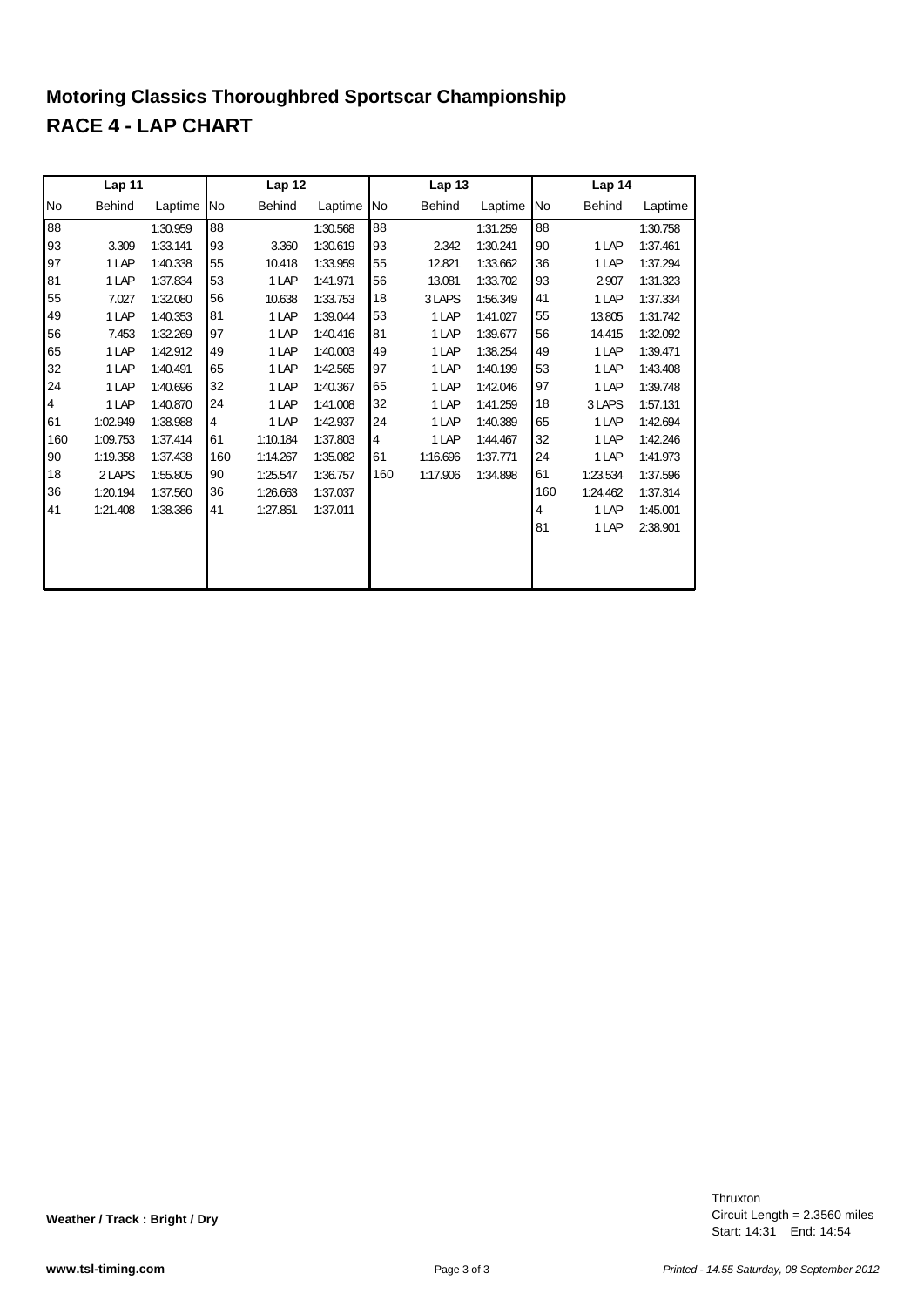# Motoring Classics Thoroughbred Sportscar Championship

## RACE 4 - LAP CHART

| Lap 11 | | | Lap 12 | | | Lap 13 | | | Lap 14 | | |
|---|---|---|---|---|---|---|---|---|---|---|---|
| No | Behind | Laptime | No | Behind | Laptime | No | Behind | Laptime | No | Behind | Laptime |
| 88 | | 1:30.959 | 88 | | 1:30.568 | 88 | | 1:31.259 | 88 | | 1:30.758 |
| 93 | 3.309 | 1:33.141 | 93 | 3.360 | 1:30.619 | 93 | 2.342 | 1:30.241 | 90 | 1 LAP | 1:37.461 |
| 97 | 1 LAP | 1:40.338 | 55 | 10.418 | 1:33.959 | 55 | 12.821 | 1:33.662 | 36 | 1 LAP | 1:37.294 |
| 81 | 1 LAP | 1:37.834 | 53 | 1 LAP | 1:41.971 | 56 | 13.081 | 1:33.702 | 93 | 2.907 | 1:31.323 |
| 55 | 7.027 | 1:32.080 | 56 | 10.638 | 1:33.753 | 18 | 3 LAPS | 1:56.349 | 41 | 1 LAP | 1:37.334 |
| 49 | 1 LAP | 1:40.353 | 81 | 1 LAP | 1:39.044 | 53 | 1 LAP | 1:41.027 | 55 | 13.805 | 1:31.742 |
| 56 | 7.453 | 1:32.269 | 97 | 1 LAP | 1:40.416 | 81 | 1 LAP | 1:39.677 | 56 | 14.415 | 1:32.092 |
| 65 | 1 LAP | 1:42.912 | 49 | 1 LAP | 1:40.003 | 49 | 1 LAP | 1:38.254 | 49 | 1 LAP | 1:39.471 |
| 32 | 1 LAP | 1:40.491 | 65 | 1 LAP | 1:42.565 | 97 | 1 LAP | 1:40.199 | 53 | 1 LAP | 1:43.408 |
| 24 | 1 LAP | 1:40.696 | 32 | 1 LAP | 1:40.367 | 65 | 1 LAP | 1:42.046 | 97 | 1 LAP | 1:39.748 |
| 4 | 1 LAP | 1:40.870 | 24 | 1 LAP | 1:41.008 | 32 | 1 LAP | 1:41.259 | 18 | 3 LAPS | 1:57.131 |
| 61 | 1:02.949 | 1:38.988 | 4 | 1 LAP | 1:42.937 | 24 | 1 LAP | 1:40.389 | 65 | 1 LAP | 1:42.694 |
| 160 | 1:09.753 | 1:37.414 | 61 | 1:10.184 | 1:37.803 | 4 | 1 LAP | 1:44.467 | 32 | 1 LAP | 1:42.246 |
| 90 | 1:19.358 | 1:37.438 | 160 | 1:14.267 | 1:35.082 | 61 | 1:16.696 | 1:37.771 | 24 | 1 LAP | 1:41.973 |
| 18 | 2 LAPS | 1:55.805 | 90 | 1:25.547 | 1:36.757 | 160 | 1:17.906 | 1:34.898 | 61 | 1:23.534 | 1:37.596 |
| 36 | 1:20.194 | 1:37.560 | 36 | 1:26.663 | 1:37.037 | | | | 160 | 1:24.462 | 1:37.314 |
| 41 | 1:21.408 | 1:38.386 | 41 | 1:27.851 | 1:37.011 | | | | 4 | 1 LAP | 1:45.001 |
| | | | | | | | | | 81 | 1 LAP | 2:38.901 |

**Weather / Track : Bright / Dry**

Thruxton
Circuit Length = 2.3560 miles
Start: 14:31 End: 14:54

www.tsl-timing.com

*Printed - 14.55 Saturday, 08 September 2012*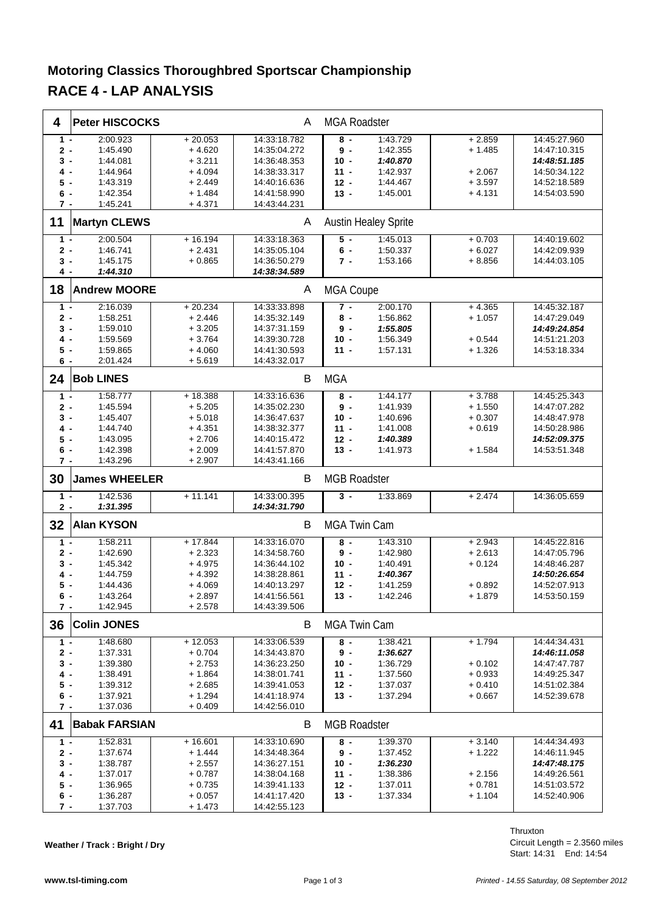# Motoring Classics Thoroughbred Sportscar Championship

## RACE 4 - LAP ANALYSIS

### 4 Peter HISCOCKS — A — MGA Roadster

| Lap | Time | Diff | Time of Day | Lap | Time | Diff | Time of Day |
|---|---|---|---|---|---|---|---|
| 1 - | 2:00.923 | + 20.053 | 14:33:18.782 | 8 - | 1:43.729 | + 2.859 | 14:45:27.960 |
| 2 - | 1:45.490 | + 4.620 | 14:35:04.272 | 9 - | 1:42.355 | + 1.485 | 14:47:10.315 |
| 3 - | 1:44.081 | + 3.211 | 14:36:48.353 | 10 - | *1:40.870* | | *14:48:51.185* |
| 4 - | 1:44.964 | + 4.094 | 14:38:33.317 | 11 - | 1:42.937 | + 2.067 | 14:50:34.122 |
| 5 - | 1:43.319 | + 2.449 | 14:40:16.636 | 12 - | 1:44.467 | + 3.597 | 14:52:18.589 |
| 6 - | 1:42.354 | + 1.484 | 14:41:58.990 | 13 - | 1:45.001 | + 4.131 | 14:54:03.590 |
| 7 - | 1:45.241 | + 4.371 | 14:43:44.231 | | | | |

### 11 Martyn CLEWS — A — Austin Healey Sprite

| Lap | Time | Diff | Time of Day | Lap | Time | Diff | Time of Day |
|---|---|---|---|---|---|---|---|
| 1 - | 2:00.504 | + 16.194 | 14:33:18.363 | 5 - | 1:45.013 | + 0.703 | 14:40:19.602 |
| 2 - | 1:46.741 | + 2.431 | 14:35:05.104 | 6 - | 1:50.337 | + 6.027 | 14:42:09.939 |
| 3 - | 1:45.175 | + 0.865 | 14:36:50.279 | 7 - | 1:53.166 | + 8.856 | 14:44:03.105 |
| 4 - | *1:44.310* | | *14:38:34.589* | | | | |

### 18 Andrew MOORE — A — MGA Coupe

| Lap | Time | Diff | Time of Day | Lap | Time | Diff | Time of Day |
|---|---|---|---|---|---|---|---|
| 1 - | 2:16.039 | + 20.234 | 14:33:33.898 | 7 - | 2:00.170 | + 4.365 | 14:45:32.187 |
| 2 - | 1:58.251 | + 2.446 | 14:35:32.149 | 8 - | 1:56.862 | + 1.057 | 14:47:29.049 |
| 3 - | 1:59.010 | + 3.205 | 14:37:31.159 | 9 - | *1:55.805* | | *14:49:24.854* |
| 4 - | 1:59.569 | + 3.764 | 14:39:30.728 | 10 - | 1:56.349 | + 0.544 | 14:51:21.203 |
| 5 - | 1:59.865 | + 4.060 | 14:41:30.593 | 11 - | 1:57.131 | + 1.326 | 14:53:18.334 |
| 6 - | 2:01.424 | + 5.619 | 14:43:32.017 | | | | |

### 24 Bob LINES — B — MGA

| Lap | Time | Diff | Time of Day | Lap | Time | Diff | Time of Day |
|---|---|---|---|---|---|---|---|
| 1 - | 1:58.777 | + 18.388 | 14:33:16.636 | 8 - | 1:44.177 | + 3.788 | 14:45:25.343 |
| 2 - | 1:45.594 | + 5.205 | 14:35:02.230 | 9 - | 1:41.939 | + 1.550 | 14:47:07.282 |
| 3 - | 1:45.407 | + 5.018 | 14:36:47.637 | 10 - | 1:40.696 | + 0.307 | 14:48:47.978 |
| 4 - | 1:44.740 | + 4.351 | 14:38:32.377 | 11 - | 1:41.008 | + 0.619 | 14:50:28.986 |
| 5 - | 1:43.095 | + 2.706 | 14:40:15.472 | 12 - | *1:40.389* | | *14:52:09.375* |
| 6 - | 1:42.398 | + 2.009 | 14:41:57.870 | 13 - | 1:41.973 | + 1.584 | 14:53:51.348 |
| 7 - | 1:43.296 | + 2.907 | 14:43:41.166 | | | | |

### 30 James WHEELER — B — MGB Roadster

| Lap | Time | Diff | Time of Day | Lap | Time | Diff | Time of Day |
|---|---|---|---|---|---|---|---|
| 1 - | 1:42.536 | + 11.141 | 14:33:00.395 | 3 - | 1:33.869 | + 2.474 | 14:36:05.659 |
| 2 - | *1:31.395* | | *14:34:31.790* | | | | |

### 32 Alan KYSON — B — MGA Twin Cam

| Lap | Time | Diff | Time of Day | Lap | Time | Diff | Time of Day |
|---|---|---|---|---|---|---|---|
| 1 - | 1:58.211 | + 17.844 | 14:33:16.070 | 8 - | 1:43.310 | + 2.943 | 14:45:22.816 |
| 2 - | 1:42.690 | + 2.323 | 14:34:58.760 | 9 - | 1:42.980 | + 2.613 | 14:47:05.796 |
| 3 - | 1:45.342 | + 4.975 | 14:36:44.102 | 10 - | 1:40.491 | + 0.124 | 14:48:46.287 |
| 4 - | 1:44.759 | + 4.392 | 14:38:28.861 | 11 - | *1:40.367* | | *14:50:26.654* |
| 5 - | 1:44.436 | + 4.069 | 14:40:13.297 | 12 - | 1:41.259 | + 0.892 | 14:52:07.913 |
| 6 - | 1:43.264 | + 2.897 | 14:41:56.561 | 13 - | 1:42.246 | + 1.879 | 14:53:50.159 |
| 7 - | 1:42.945 | + 2.578 | 14:43:39.506 | | | | |

### 36 Colin JONES — B — MGA Twin Cam

| Lap | Time | Diff | Time of Day | Lap | Time | Diff | Time of Day |
|---|---|---|---|---|---|---|---|
| 1 - | 1:48.680 | + 12.053 | 14:33:06.539 | 8 - | 1:38.421 | + 1.794 | 14:44:34.431 |
| 2 - | 1:37.331 | + 0.704 | 14:34:43.870 | 9 - | *1:36.627* | | *14:46:11.058* |
| 3 - | 1:39.380 | + 2.753 | 14:36:23.250 | 10 - | 1:36.729 | + 0.102 | 14:47:47.787 |
| 4 - | 1:38.491 | + 1.864 | 14:38:01.741 | 11 - | 1:37.560 | + 0.933 | 14:49:25.347 |
| 5 - | 1:39.312 | + 2.685 | 14:39:41.053 | 12 - | 1:37.037 | + 0.410 | 14:51:02.384 |
| 6 - | 1:37.921 | + 1.294 | 14:41:18.974 | 13 - | 1:37.294 | + 0.667 | 14:52:39.678 |
| 7 - | 1:37.036 | + 0.409 | 14:42:56.010 | | | | |

### 41 Babak FARSIAN — B — MGB Roadster

| Lap | Time | Diff | Time of Day | Lap | Time | Diff | Time of Day |
|---|---|---|---|---|---|---|---|
| 1 - | 1:52.831 | + 16.601 | 14:33:10.690 | 8 - | 1:39.370 | + 3.140 | 14:44:34.493 |
| 2 - | 1:37.674 | + 1.444 | 14:34:48.364 | 9 - | 1:37.452 | + 1.222 | 14:46:11.945 |
| 3 - | 1:38.787 | + 2.557 | 14:36:27.151 | 10 - | *1:36.230* | | *14:47:48.175* |
| 4 - | 1:37.017 | + 0.787 | 14:38:04.168 | 11 - | 1:38.386 | + 2.156 | 14:49:26.561 |
| 5 - | 1:36.965 | + 0.735 | 14:39:41.133 | 12 - | 1:37.011 | + 0.781 | 14:51:03.572 |
| 6 - | 1:36.287 | + 0.057 | 14:41:17.420 | 13 - | 1:37.334 | + 1.104 | 14:52:40.906 |
| 7 - | 1:37.703 | + 1.473 | 14:42:55.123 | | | | |

**Weather / Track : Bright / Dry**

Thruxton
Circuit Length = 2.3560 miles
Start: 14:31 End: 14:54

www.tsl-timing.com

*Printed - 14.55 Saturday, 08 September 2012*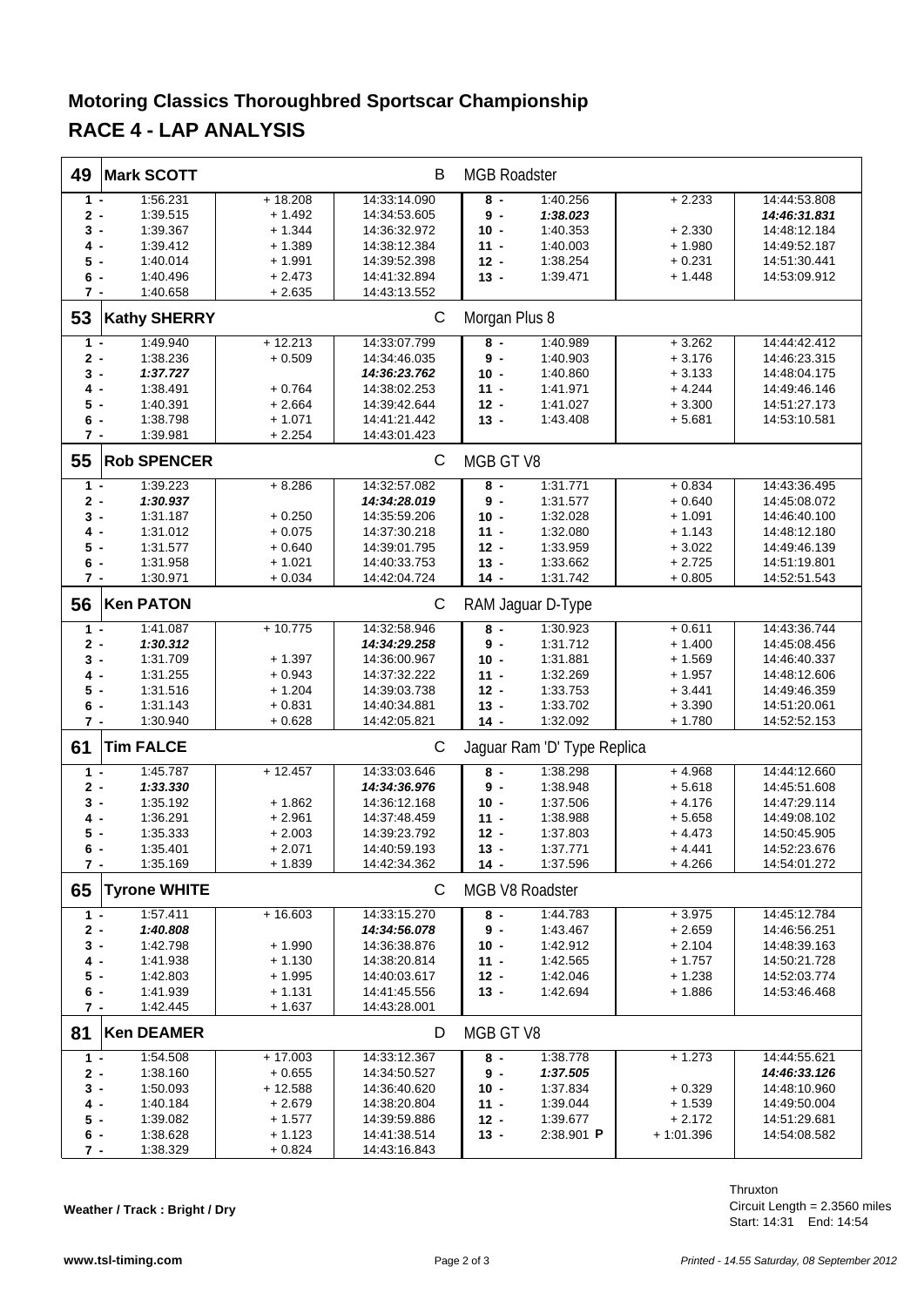# Motoring Classics Thoroughbred Sportscar Championship

## RACE 4 - LAP ANALYSIS

### 49 Mark SCOTT — B — MGB Roadster

| Lap | Time | Diff | Time of Day | Lap | Time | Diff | Time of Day |
|---|---|---|---|---|---|---|---|
| 1 - | 1:56.231 | + 18.208 | 14:33:14.090 | 8 - | 1:40.256 | + 2.233 | 14:44:53.808 |
| 2 - | 1:39.515 | + 1.492 | 14:34:53.605 | 9 - | ***1:38.023*** | | ***14:46:31.831*** |
| 3 - | 1:39.367 | + 1.344 | 14:36:32.972 | 10 - | 1:40.353 | + 2.330 | 14:48:12.184 |
| 4 - | 1:39.412 | + 1.389 | 14:38:12.384 | 11 - | 1:40.003 | + 1.980 | 14:49:52.187 |
| 5 - | 1:40.014 | + 1.991 | 14:39:52.398 | 12 - | 1:38.254 | + 0.231 | 14:51:30.441 |
| 6 - | 1:40.496 | + 2.473 | 14:41:32.894 | 13 - | 1:39.471 | + 1.448 | 14:53:09.912 |
| 7 - | 1:40.658 | + 2.635 | 14:43:13.552 | | | | |

### 53 Kathy SHERRY — C — Morgan Plus 8

| Lap | Time | Diff | Time of Day | Lap | Time | Diff | Time of Day |
|---|---|---|---|---|---|---|---|
| 1 - | 1:49.940 | + 12.213 | 14:33:07.799 | 8 - | 1:40.989 | + 3.262 | 14:44:42.412 |
| 2 - | 1:38.236 | + 0.509 | 14:34:46.035 | 9 - | 1:40.903 | + 3.176 | 14:46:23.315 |
| 3 - | ***1:37.727*** | | ***14:36:23.762*** | 10 - | 1:40.860 | + 3.133 | 14:48:04.175 |
| 4 - | 1:38.491 | + 0.764 | 14:38:02.253 | 11 - | 1:41.971 | + 4.244 | 14:49:46.146 |
| 5 - | 1:40.391 | + 2.664 | 14:39:42.644 | 12 - | 1:41.027 | + 3.300 | 14:51:27.173 |
| 6 - | 1:38.798 | + 1.071 | 14:41:21.442 | 13 - | 1:43.408 | + 5.681 | 14:53:10.581 |
| 7 - | 1:39.981 | + 2.254 | 14:43:01.423 | | | | |

### 55 Rob SPENCER — C — MGB GT V8

| Lap | Time | Diff | Time of Day | Lap | Time | Diff | Time of Day |
|---|---|---|---|---|---|---|---|
| 1 - | 1:39.223 | + 8.286 | 14:32:57.082 | 8 - | 1:31.771 | + 0.834 | 14:43:36.495 |
| 2 - | ***1:30.937*** | | ***14:34:28.019*** | 9 - | 1:31.577 | + 0.640 | 14:45:08.072 |
| 3 - | 1:31.187 | + 0.250 | 14:35:59.206 | 10 - | 1:32.028 | + 1.091 | 14:46:40.100 |
| 4 - | 1:31.012 | + 0.075 | 14:37:30.218 | 11 - | 1:32.080 | + 1.143 | 14:48:12.180 |
| 5 - | 1:31.577 | + 0.640 | 14:39:01.795 | 12 - | 1:33.959 | + 3.022 | 14:49:46.139 |
| 6 - | 1:31.958 | + 1.021 | 14:40:33.753 | 13 - | 1:33.662 | + 2.725 | 14:51:19.801 |
| 7 - | 1:30.971 | + 0.034 | 14:42:04.724 | 14 - | 1:31.742 | + 0.805 | 14:52:51.543 |

### 56 Ken PATON — C — RAM Jaguar D-Type

| Lap | Time | Diff | Time of Day | Lap | Time | Diff | Time of Day |
|---|---|---|---|---|---|---|---|
| 1 - | 1:41.087 | + 10.775 | 14:32:58.946 | 8 - | 1:30.923 | + 0.611 | 14:43:36.744 |
| 2 - | ***1:30.312*** | | ***14:34:29.258*** | 9 - | 1:31.712 | + 1.400 | 14:45:08.456 |
| 3 - | 1:31.709 | + 1.397 | 14:36:00.967 | 10 - | 1:31.881 | + 1.569 | 14:46:40.337 |
| 4 - | 1:31.255 | + 0.943 | 14:37:32.222 | 11 - | 1:32.269 | + 1.957 | 14:48:12.606 |
| 5 - | 1:31.516 | + 1.204 | 14:39:03.738 | 12 - | 1:33.753 | + 3.441 | 14:49:46.359 |
| 6 - | 1:31.143 | + 0.831 | 14:40:34.881 | 13 - | 1:33.702 | + 3.390 | 14:51:20.061 |
| 7 - | 1:30.940 | + 0.628 | 14:42:05.821 | 14 - | 1:32.092 | + 1.780 | 14:52:52.153 |

### 61 Tim FALCE — C — Jaguar Ram 'D' Type Replica

| Lap | Time | Diff | Time of Day | Lap | Time | Diff | Time of Day |
|---|---|---|---|---|---|---|---|
| 1 - | 1:45.787 | + 12.457 | 14:33:03.646 | 8 - | 1:38.298 | + 4.968 | 14:44:12.660 |
| 2 - | ***1:33.330*** | | ***14:34:36.976*** | 9 - | 1:38.948 | + 5.618 | 14:45:51.608 |
| 3 - | 1:35.192 | + 1.862 | 14:36:12.168 | 10 - | 1:37.506 | + 4.176 | 14:47:29.114 |
| 4 - | 1:36.291 | + 2.961 | 14:37:48.459 | 11 - | 1:38.988 | + 5.658 | 14:49:08.102 |
| 5 - | 1:35.333 | + 2.003 | 14:39:23.792 | 12 - | 1:37.803 | + 4.473 | 14:50:45.905 |
| 6 - | 1:35.401 | + 2.071 | 14:40:59.193 | 13 - | 1:37.771 | + 4.441 | 14:52:23.676 |
| 7 - | 1:35.169 | + 1.839 | 14:42:34.362 | 14 - | 1:37.596 | + 4.266 | 14:54:01.272 |

### 65 Tyrone WHITE — C — MGB V8 Roadster

| Lap | Time | Diff | Time of Day | Lap | Time | Diff | Time of Day |
|---|---|---|---|---|---|---|---|
| 1 - | 1:57.411 | + 16.603 | 14:33:15.270 | 8 - | 1:44.783 | + 3.975 | 14:45:12.784 |
| 2 - | ***1:40.808*** | | ***14:34:56.078*** | 9 - | 1:43.467 | + 2.659 | 14:46:56.251 |
| 3 - | 1:42.798 | + 1.990 | 14:36:38.876 | 10 - | 1:42.912 | + 2.104 | 14:48:39.163 |
| 4 - | 1:41.938 | + 1.130 | 14:38:20.814 | 11 - | 1:42.565 | + 1.757 | 14:50:21.728 |
| 5 - | 1:42.803 | + 1.995 | 14:40:03.617 | 12 - | 1:42.046 | + 1.238 | 14:52:03.774 |
| 6 - | 1:41.939 | + 1.131 | 14:41:45.556 | 13 - | 1:42.694 | + 1.886 | 14:53:46.468 |
| 7 - | 1:42.445 | + 1.637 | 14:43:28.001 | | | | |

### 81 Ken DEAMER — D — MGB GT V8

| Lap | Time | Diff | Time of Day | Lap | Time | Diff | Time of Day |
|---|---|---|---|---|---|---|---|
| 1 - | 1:54.508 | + 17.003 | 14:33:12.367 | 8 - | 1:38.778 | + 1.273 | 14:44:55.621 |
| 2 - | 1:38.160 | + 0.655 | 14:34:50.527 | 9 - | ***1:37.505*** | | ***14:46:33.126*** |
| 3 - | 1:50.093 | + 12.588 | 14:36:40.620 | 10 - | 1:37.834 | + 0.329 | 14:48:10.960 |
| 4 - | 1:40.184 | + 2.679 | 14:38:20.804 | 11 - | 1:39.044 | + 1.539 | 14:49:50.004 |
| 5 - | 1:39.082 | + 1.577 | 14:39:59.886 | 12 - | 1:39.677 | + 2.172 | 14:51:29.681 |
| 6 - | 1:38.628 | + 1.123 | 14:41:38.514 | 13 - | 2:38.901 **P** | + 1:01.396 | 14:54:08.582 |
| 7 - | 1:38.329 | + 0.824 | 14:43:16.843 | | | | |

**Weather / Track : Bright / Dry**

Thruxton
Circuit Length = 2.3560 miles
Start: 14:31 End: 14:54

www.tsl-timing.com

*Printed - 14.55 Saturday, 08 September 2012*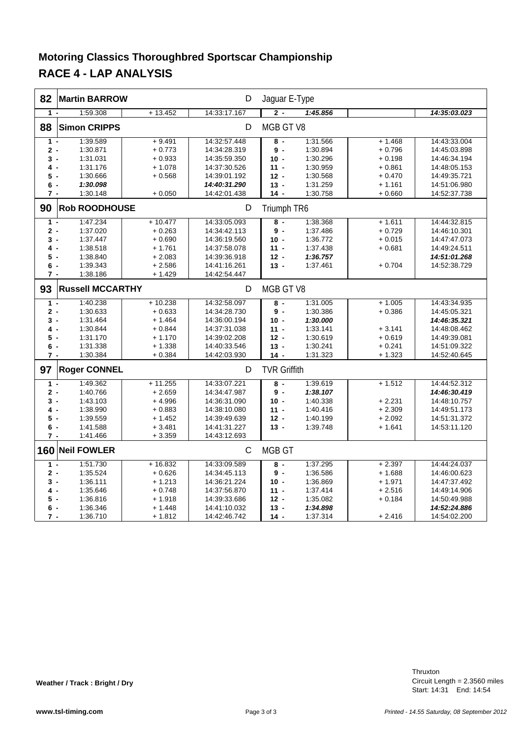# Motoring Classics Thoroughbred Sportscar Championship
## RACE 4 - LAP ANALYSIS

**82 Martin BARROW** — D — Jaguar E-Type

| Lap | Time | Diff | Time of Day | Lap | Time | Diff | Time of Day |
|---|---|---|---|---|---|---|---|
| 1 - | 1:59.308 | + 13.452 | 14:33:17.167 | 2 - | ***1:45.856*** | | ***14:35:03.023*** |

**88 Simon CRIPPS** — D — MGB GT V8

| Lap | Time | Diff | Time of Day | Lap | Time | Diff | Time of Day |
|---|---|---|---|---|---|---|---|
| 1 - | 1:39.589 | + 9.491 | 14:32:57.448 | 8 - | 1:31.566 | + 1.468 | 14:43:33.004 |
| 2 - | 1:30.871 | + 0.773 | 14:34:28.319 | 9 - | 1:30.894 | + 0.796 | 14:45:03.898 |
| 3 - | 1:31.031 | + 0.933 | 14:35:59.350 | 10 - | 1:30.296 | + 0.198 | 14:46:34.194 |
| 4 - | 1:31.176 | + 1.078 | 14:37:30.526 | 11 - | 1:30.959 | + 0.861 | 14:48:05.153 |
| 5 - | 1:30.666 | + 0.568 | 14:39:01.192 | 12 - | 1:30.568 | + 0.470 | 14:49:35.721 |
| 6 - | ***1:30.098*** | | ***14:40:31.290*** | 13 - | 1:31.259 | + 1.161 | 14:51:06.980 |
| 7 - | 1:30.148 | + 0.050 | 14:42:01.438 | 14 - | 1:30.758 | + 0.660 | 14:52:37.738 |

**90 Rob ROODHOUSE** — D — Triumph TR6

| Lap | Time | Diff | Time of Day | Lap | Time | Diff | Time of Day |
|---|---|---|---|---|---|---|---|
| 1 - | 1:47.234 | + 10.477 | 14:33:05.093 | 8 - | 1:38.368 | + 1.611 | 14:44:32.815 |
| 2 - | 1:37.020 | + 0.263 | 14:34:42.113 | 9 - | 1:37.486 | + 0.729 | 14:46:10.301 |
| 3 - | 1:37.447 | + 0.690 | 14:36:19.560 | 10 - | 1:36.772 | + 0.015 | 14:47:47.073 |
| 4 - | 1:38.518 | + 1.761 | 14:37:58.078 | 11 - | 1:37.438 | + 0.681 | 14:49:24.511 |
| 5 - | 1:38.840 | + 2.083 | 14:39:36.918 | 12 - | ***1:36.757*** | | ***14:51:01.268*** |
| 6 - | 1:39.343 | + 2.586 | 14:41:16.261 | 13 - | 1:37.461 | + 0.704 | 14:52:38.729 |
| 7 - | 1:38.186 | + 1.429 | 14:42:54.447 | | | | |

**93 Russell MCCARTHY** — D — MGB GT V8

| Lap | Time | Diff | Time of Day | Lap | Time | Diff | Time of Day |
|---|---|---|---|---|---|---|---|
| 1 - | 1:40.238 | + 10.238 | 14:32:58.097 | 8 - | 1:31.005 | + 1.005 | 14:43:34.935 |
| 2 - | 1:30.633 | + 0.633 | 14:34:28.730 | 9 - | 1:30.386 | + 0.386 | 14:45:05.321 |
| 3 - | 1:31.464 | + 1.464 | 14:36:00.194 | 10 - | ***1:30.000*** | | ***14:46:35.321*** |
| 4 - | 1:30.844 | + 0.844 | 14:37:31.038 | 11 - | 1:33.141 | + 3.141 | 14:48:08.462 |
| 5 - | 1:31.170 | + 1.170 | 14:39:02.208 | 12 - | 1:30.619 | + 0.619 | 14:49:39.081 |
| 6 - | 1:31.338 | + 1.338 | 14:40:33.546 | 13 - | 1:30.241 | + 0.241 | 14:51:09.322 |
| 7 - | 1:30.384 | + 0.384 | 14:42:03.930 | 14 - | 1:31.323 | + 1.323 | 14:52:40.645 |

**97 Roger CONNEL** — D — TVR Griffith

| Lap | Time | Diff | Time of Day | Lap | Time | Diff | Time of Day |
|---|---|---|---|---|---|---|---|
| 1 - | 1:49.362 | + 11.255 | 14:33:07.221 | 8 - | 1:39.619 | + 1.512 | 14:44:52.312 |
| 2 - | 1:40.766 | + 2.659 | 14:34:47.987 | 9 - | ***1:38.107*** | | ***14:46:30.419*** |
| 3 - | 1:43.103 | + 4.996 | 14:36:31.090 | 10 - | 1:40.338 | + 2.231 | 14:48:10.757 |
| 4 - | 1:38.990 | + 0.883 | 14:38:10.080 | 11 - | 1:40.416 | + 2.309 | 14:49:51.173 |
| 5 - | 1:39.559 | + 1.452 | 14:39:49.639 | 12 - | 1:40.199 | + 2.092 | 14:51:31.372 |
| 6 - | 1:41.588 | + 3.481 | 14:41:31.227 | 13 - | 1:39.748 | + 1.641 | 14:53:11.120 |
| 7 - | 1:41.466 | + 3.359 | 14:43:12.693 | | | | |

**160 Neil FOWLER** — C — MGB GT

| Lap | Time | Diff | Time of Day | Lap | Time | Diff | Time of Day |
|---|---|---|---|---|---|---|---|
| 1 - | 1:51.730 | + 16.832 | 14:33:09.589 | 8 - | 1:37.295 | + 2.397 | 14:44:24.037 |
| 2 - | 1:35.524 | + 0.626 | 14:34:45.113 | 9 - | 1:36.586 | + 1.688 | 14:46:00.623 |
| 3 - | 1:36.111 | + 1.213 | 14:36:21.224 | 10 - | 1:36.869 | + 1.971 | 14:47:37.492 |
| 4 - | 1:35.646 | + 0.748 | 14:37:56.870 | 11 - | 1:37.414 | + 2.516 | 14:49:14.906 |
| 5 - | 1:36.816 | + 1.918 | 14:39:33.686 | 12 - | 1:35.082 | + 0.184 | 14:50:49.988 |
| 6 - | 1:36.346 | + 1.448 | 14:41:10.032 | 13 - | ***1:34.898*** | | ***14:52:24.886*** |
| 7 - | 1:36.710 | + 1.812 | 14:42:46.742 | 14 - | 1:37.314 | + 2.416 | 14:54:02.200 |

**Weather / Track : Bright / Dry**

Thruxton
Circuit Length = 2.3560 miles
Start: 14:31 End: 14:54

www.tsl-timing.com

*Printed - 14.55 Saturday, 08 September 2012*